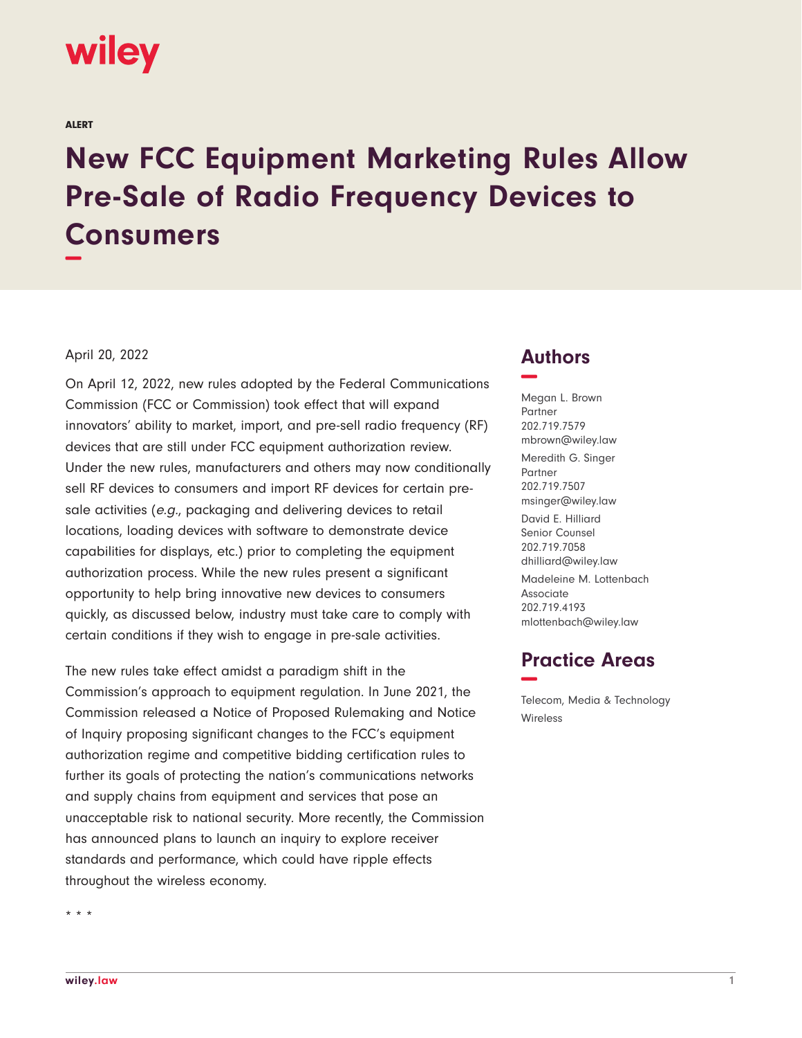wiley

ALERT

# New FCC Equipment Marketing Rules Allow Pre-Sale of Radio Frequency Devices to Consumers

April 20, 2022

On April 12, 2022, new rules adopted by the Federal Communications Commission (FCC or Commission) took effect that will expand innovators' ability to market, import, and pre-sell radio frequency (RF) devices that are still under FCC equipment authorization review. Under the new rules, manufacturers and others may now conditionally sell RF devices to consumers and import RF devices for certain pre-sale activities (*e.g.*, packaging and delivering devices to retail locations, loading devices with software to demonstrate device capabilities for displays, etc.) prior to completing the equipment authorization process. While the new rules present a significant opportunity to help bring innovative new devices to consumers quickly, as discussed below, industry must take care to comply with certain conditions if they wish to engage in pre-sale activities.

The new rules take effect amidst a paradigm shift in the Commission's approach to equipment regulation. In June 2021, the Commission released a Notice of Proposed Rulemaking and Notice of Inquiry proposing significant changes to the FCC's equipment authorization regime and competitive bidding certification rules to further its goals of protecting the nation's communications networks and supply chains from equipment and services that pose an unacceptable risk to national security. More recently, the Commission has announced plans to launch an inquiry to explore receiver standards and performance, which could have ripple effects throughout the wireless economy.

\* \* \*

## Authors

Megan L. Brown
Partner
202.719.7579
mbrown@wiley.law

Meredith G. Singer
Partner
202.719.7507
msinger@wiley.law

David E. Hilliard
Senior Counsel
202.719.7058
dhilliard@wiley.law

Madeleine M. Lottenbach
Associate
202.719.4193
mlottenbach@wiley.law

## Practice Areas

Telecom, Media & Technology

Wireless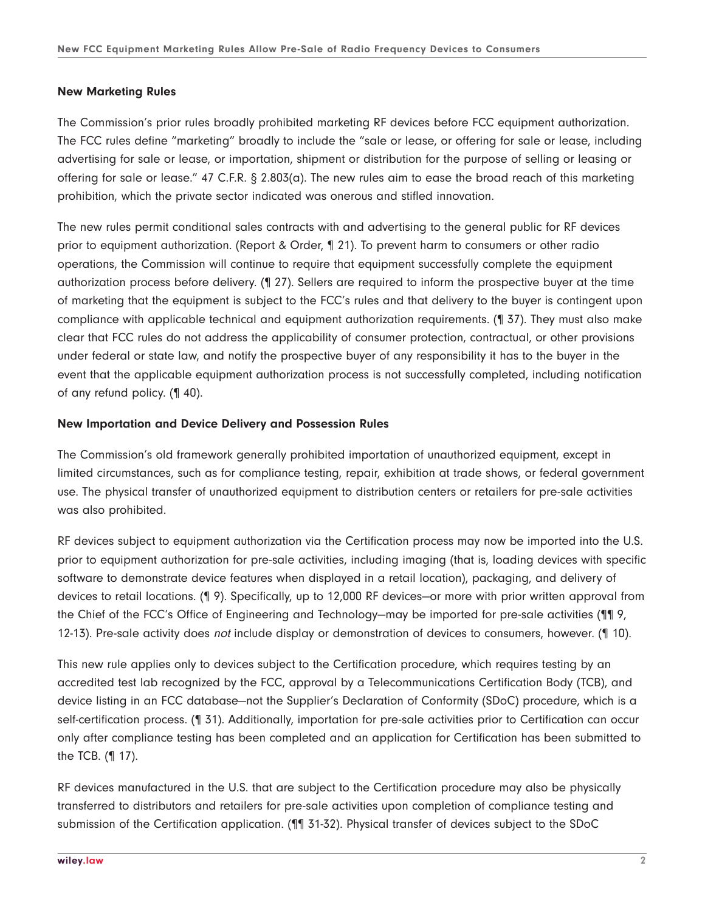**New Marketing Rules**

The Commission's prior rules broadly prohibited marketing RF devices before FCC equipment authorization. The FCC rules define "marketing" broadly to include the "sale or lease, or offering for sale or lease, including advertising for sale or lease, or importation, shipment or distribution for the purpose of selling or leasing or offering for sale or lease." 47 C.F.R. § 2.803(a). The new rules aim to ease the broad reach of this marketing prohibition, which the private sector indicated was onerous and stifled innovation.

The new rules permit conditional sales contracts with and advertising to the general public for RF devices prior to equipment authorization. (Report & Order, ¶ 21). To prevent harm to consumers or other radio operations, the Commission will continue to require that equipment successfully complete the equipment authorization process before delivery. (¶ 27). Sellers are required to inform the prospective buyer at the time of marketing that the equipment is subject to the FCC's rules and that delivery to the buyer is contingent upon compliance with applicable technical and equipment authorization requirements. (¶ 37). They must also make clear that FCC rules do not address the applicability of consumer protection, contractual, or other provisions under federal or state law, and notify the prospective buyer of any responsibility it has to the buyer in the event that the applicable equipment authorization process is not successfully completed, including notification of any refund policy. (¶ 40).

**New Importation and Device Delivery and Possession Rules**

The Commission's old framework generally prohibited importation of unauthorized equipment, except in limited circumstances, such as for compliance testing, repair, exhibition at trade shows, or federal government use. The physical transfer of unauthorized equipment to distribution centers or retailers for pre-sale activities was also prohibited.

RF devices subject to equipment authorization via the Certification process may now be imported into the U.S. prior to equipment authorization for pre-sale activities, including imaging (that is, loading devices with specific software to demonstrate device features when displayed in a retail location), packaging, and delivery of devices to retail locations. (¶ 9). Specifically, up to 12,000 RF devices—or more with prior written approval from the Chief of the FCC's Office of Engineering and Technology—may be imported for pre-sale activities (¶¶ 9, 12-13). Pre-sale activity does *not* include display or demonstration of devices to consumers, however. (¶ 10).

This new rule applies only to devices subject to the Certification procedure, which requires testing by an accredited test lab recognized by the FCC, approval by a Telecommunications Certification Body (TCB), and device listing in an FCC database—not the Supplier's Declaration of Conformity (SDoC) procedure, which is a self-certification process. (¶ 31). Additionally, importation for pre-sale activities prior to Certification can occur only after compliance testing has been completed and an application for Certification has been submitted to the TCB. (¶ 17).

RF devices manufactured in the U.S. that are subject to the Certification procedure may also be physically transferred to distributors and retailers for pre-sale activities upon completion of compliance testing and submission of the Certification application. (¶¶ 31-32). Physical transfer of devices subject to the SDoC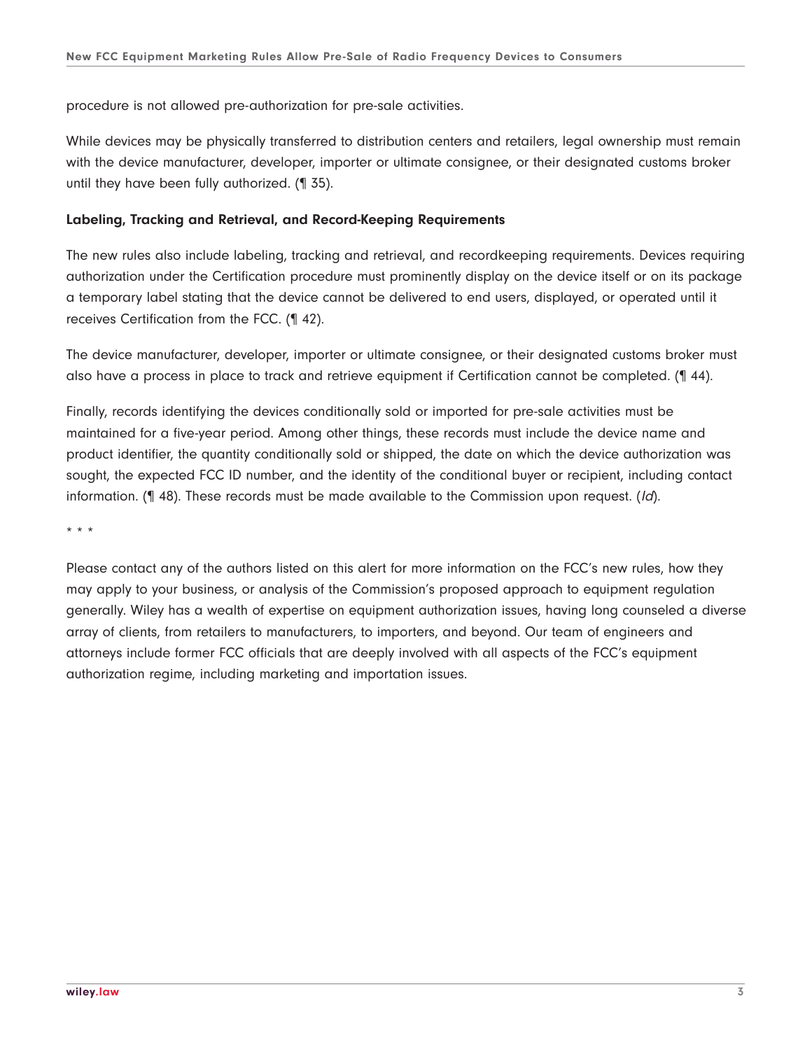procedure is not allowed pre-authorization for pre-sale activities.

While devices may be physically transferred to distribution centers and retailers, legal ownership must remain with the device manufacturer, developer, importer or ultimate consignee, or their designated customs broker until they have been fully authorized. (¶ 35).

**Labeling, Tracking and Retrieval, and Record-Keeping Requirements**

The new rules also include labeling, tracking and retrieval, and recordkeeping requirements. Devices requiring authorization under the Certification procedure must prominently display on the device itself or on its package a temporary label stating that the device cannot be delivered to end users, displayed, or operated until it receives Certification from the FCC. (¶ 42).

The device manufacturer, developer, importer or ultimate consignee, or their designated customs broker must also have a process in place to track and retrieve equipment if Certification cannot be completed. (¶ 44).

Finally, records identifying the devices conditionally sold or imported for pre-sale activities must be maintained for a five-year period. Among other things, these records must include the device name and product identifier, the quantity conditionally sold or shipped, the date on which the device authorization was sought, the expected FCC ID number, and the identity of the conditional buyer or recipient, including contact information. (¶ 48). These records must be made available to the Commission upon request. (*Id*).

\* \* \*

Please contact any of the authors listed on this alert for more information on the FCC's new rules, how they may apply to your business, or analysis of the Commission's proposed approach to equipment regulation generally. Wiley has a wealth of expertise on equipment authorization issues, having long counseled a diverse array of clients, from retailers to manufacturers, to importers, and beyond. Our team of engineers and attorneys include former FCC officials that are deeply involved with all aspects of the FCC's equipment authorization regime, including marketing and importation issues.